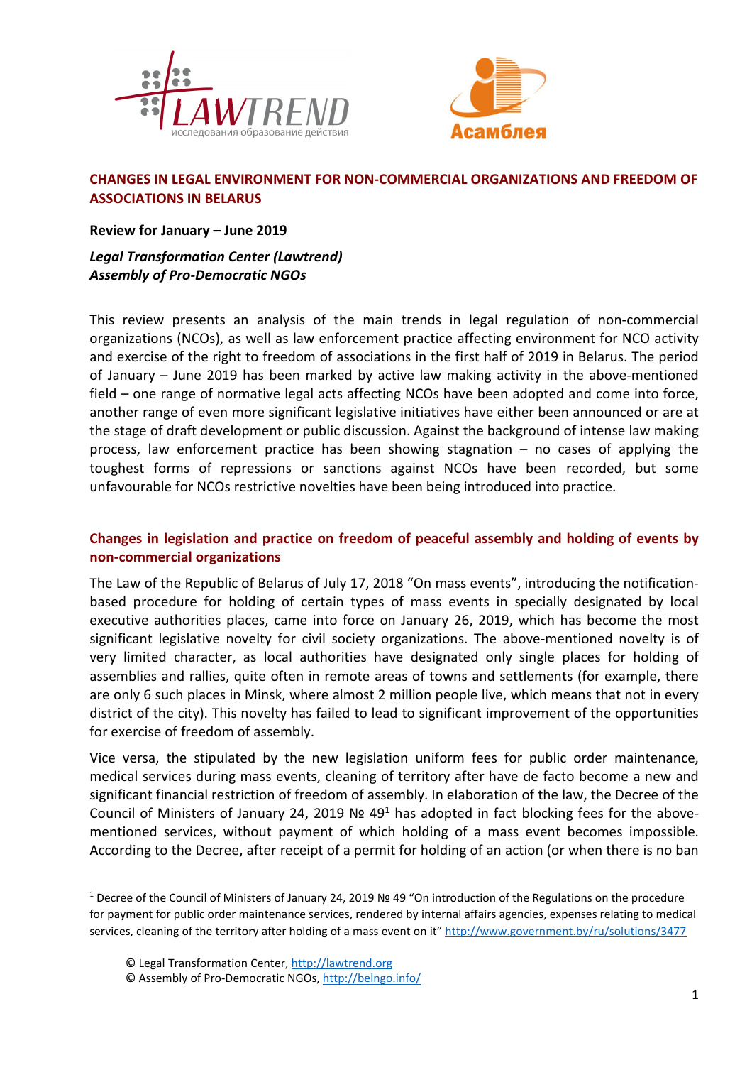# CHANGES IN LEGAL ENVIRONMENT FOR NON-COMMERCIAL ORGANIZATIONS AND FREEDOM OF ASSOCIATIONS IN BELARUS

**Review for January – June 2019**

***Legal Transformation Center (Lawtrend)***
***Assembly of Pro-Democratic NGOs***

This review presents an analysis of the main trends in legal regulation of non-commercial organizations (NCOs), as well as law enforcement practice affecting environment for NCO activity and exercise of the right to freedom of associations in the first half of 2019 in Belarus. The period of January – June 2019 has been marked by active law making activity in the above-mentioned field – one range of normative legal acts affecting NCOs have been adopted and come into force, another range of even more significant legislative initiatives have either been announced or are at the stage of draft development or public discussion. Against the background of intense law making process, law enforcement practice has been showing stagnation – no cases of applying the toughest forms of repressions or sanctions against NCOs have been recorded, but some unfavourable for NCOs restrictive novelties have been being introduced into practice.

## Changes in legislation and practice on freedom of peaceful assembly and holding of events by non-commercial organizations

The Law of the Republic of Belarus of July 17, 2018 "On mass events", introducing the notification-based procedure for holding of certain types of mass events in specially designated by local executive authorities places, came into force on January 26, 2019, which has become the most significant legislative novelty for civil society organizations. The above-mentioned novelty is of very limited character, as local authorities have designated only single places for holding of assemblies and rallies, quite often in remote areas of towns and settlements (for example, there are only 6 such places in Minsk, where almost 2 million people live, which means that not in every district of the city). This novelty has failed to lead to significant improvement of the opportunities for exercise of freedom of assembly.

Vice versa, the stipulated by the new legislation uniform fees for public order maintenance, medical services during mass events, cleaning of territory after have de facto become a new and significant financial restriction of freedom of assembly. In elaboration of the law, the Decree of the Council of Ministers of January 24, 2019 № 49[1] has adopted in fact blocking fees for the above-mentioned services, without payment of which holding of a mass event becomes impossible. According to the Decree, after receipt of a permit for holding of an action (or when there is no ban

[1] Decree of the Council of Ministers of January 24, 2019 № 49 "On introduction of the Regulations on the procedure for payment for public order maintenance services, rendered by internal affairs agencies, expenses relating to medical services, cleaning of the territory after holding of a mass event on it" http://www.government.by/ru/solutions/3477

© Legal Transformation Center, http://lawtrend.org
© Assembly of Pro-Democratic NGOs, http://belngo.info/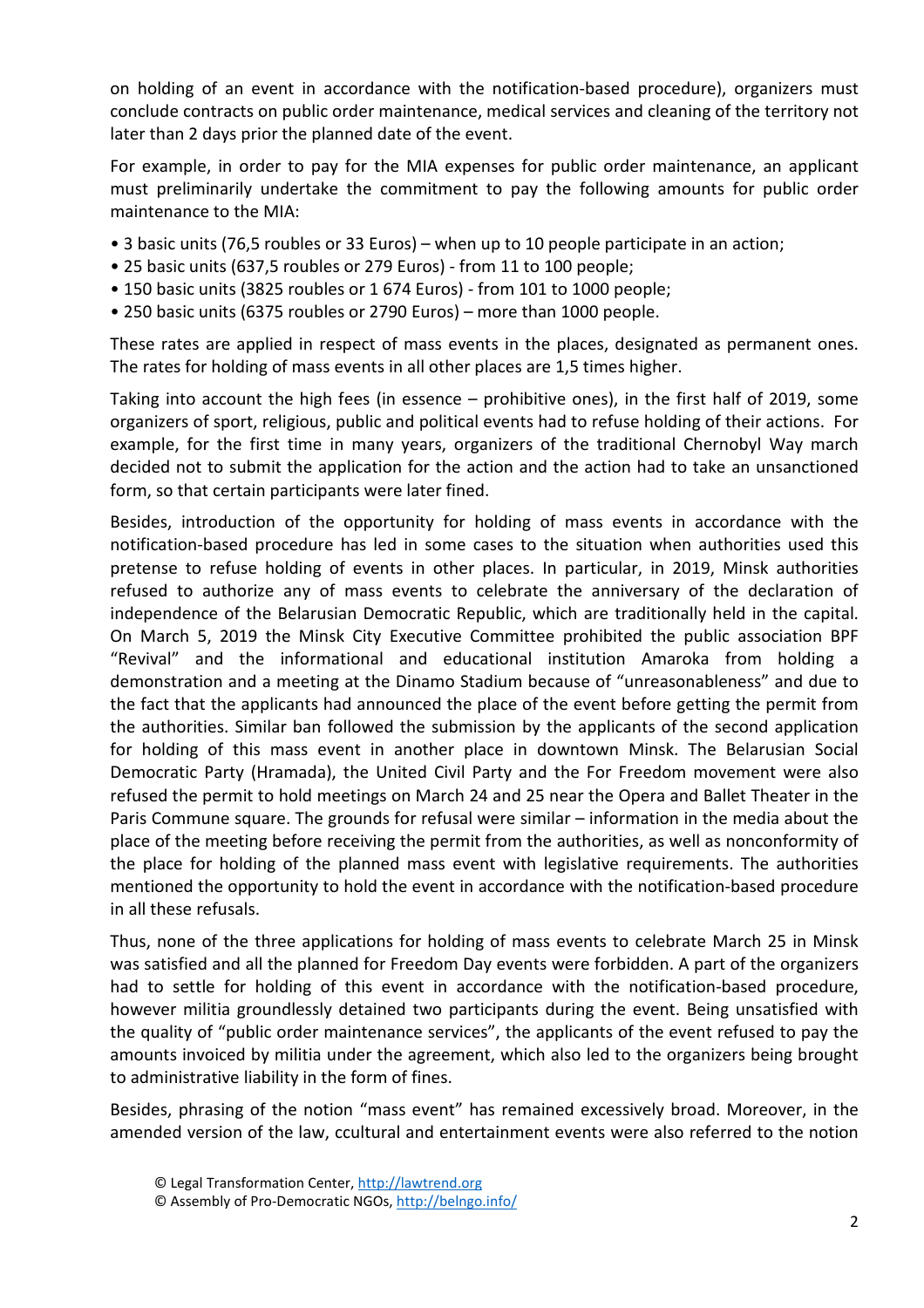on holding of an event in accordance with the notification-based procedure), organizers must conclude contracts on public order maintenance, medical services and cleaning of the territory not later than 2 days prior the planned date of the event.

For example, in order to pay for the MIA expenses for public order maintenance, an applicant must preliminarily undertake the commitment to pay the following amounts for public order maintenance to the MIA:

- 3 basic units (76,5 roubles or 33 Euros) – when up to 10 people participate in an action;
- 25 basic units (637,5 roubles or 279 Euros) - from 11 to 100 people;
- 150 basic units (3825 roubles or 1 674 Euros) - from 101 to 1000 people;
- 250 basic units (6375 roubles or 2790 Euros) – more than 1000 people.

These rates are applied in respect of mass events in the places, designated as permanent ones. The rates for holding of mass events in all other places are 1,5 times higher.

Taking into account the high fees (in essence – prohibitive ones), in the first half of 2019, some organizers of sport, religious, public and political events had to refuse holding of their actions. For example, for the first time in many years, organizers of the traditional Chernobyl Way march decided not to submit the application for the action and the action had to take an unsanctioned form, so that certain participants were later fined.

Besides, introduction of the opportunity for holding of mass events in accordance with the notification-based procedure has led in some cases to the situation when authorities used this pretense to refuse holding of events in other places. In particular, in 2019, Minsk authorities refused to authorize any of mass events to celebrate the anniversary of the declaration of independence of the Belarusian Democratic Republic, which are traditionally held in the capital. On March 5, 2019 the Minsk City Executive Committee prohibited the public association BPF "Revival" and the informational and educational institution Amaroka from holding a demonstration and a meeting at the Dinamo Stadium because of "unreasonableness" and due to the fact that the applicants had announced the place of the event before getting the permit from the authorities. Similar ban followed the submission by the applicants of the second application for holding of this mass event in another place in downtown Minsk. The Belarusian Social Democratic Party (Hramada), the United Civil Party and the For Freedom movement were also refused the permit to hold meetings on March 24 and 25 near the Opera and Ballet Theater in the Paris Commune square. The grounds for refusal were similar – information in the media about the place of the meeting before receiving the permit from the authorities, as well as nonconformity of the place for holding of the planned mass event with legislative requirements. The authorities mentioned the opportunity to hold the event in accordance with the notification-based procedure in all these refusals.

Thus, none of the three applications for holding of mass events to celebrate March 25 in Minsk was satisfied and all the planned for Freedom Day events were forbidden. A part of the organizers had to settle for holding of this event in accordance with the notification-based procedure, however militia groundlessly detained two participants during the event. Being unsatisfied with the quality of "public order maintenance services", the applicants of the event refused to pay the amounts invoiced by militia under the agreement, which also led to the organizers being brought to administrative liability in the form of fines.

Besides, phrasing of the notion "mass event" has remained excessively broad. Moreover, in the amended version of the law, ccultural and entertainment events were also referred to the notion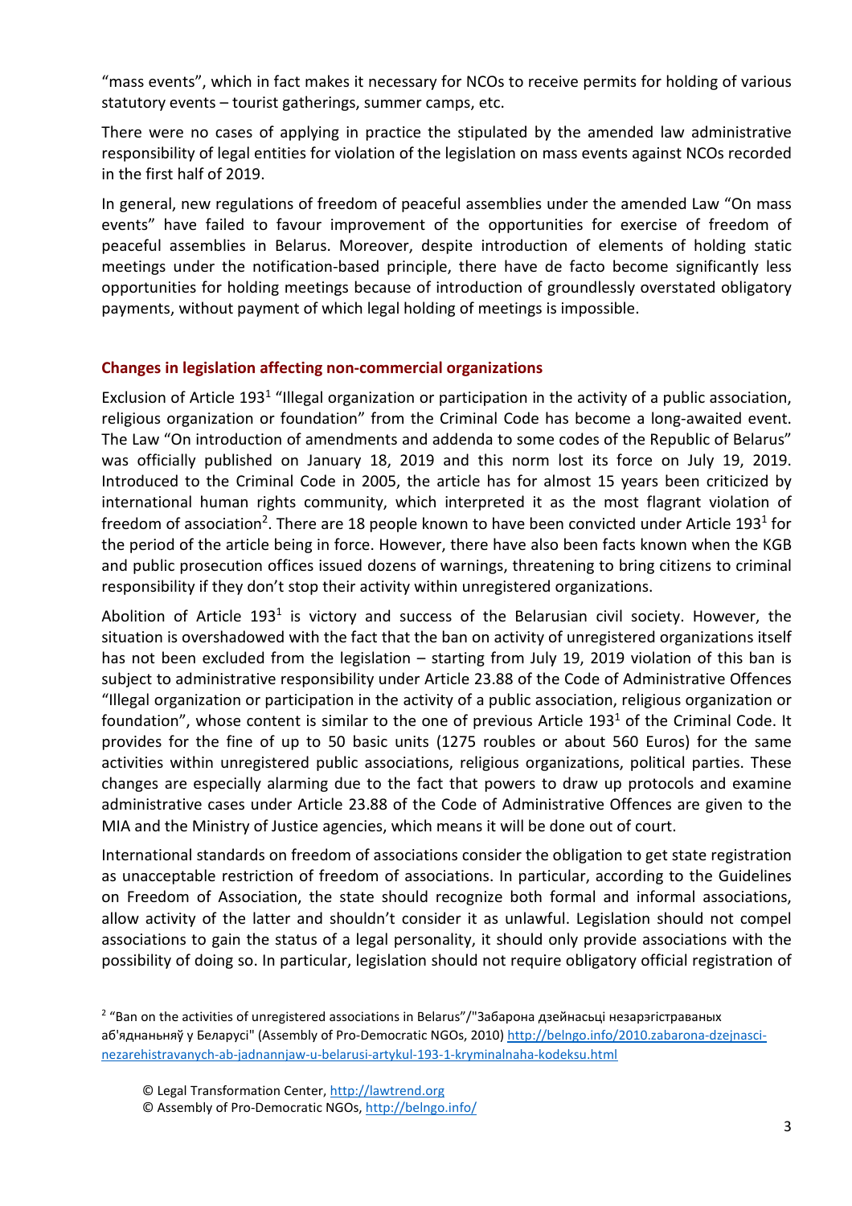"mass events", which in fact makes it necessary for NCOs to receive permits for holding of various statutory events – tourist gatherings, summer camps, etc.

There were no cases of applying in practice the stipulated by the amended law administrative responsibility of legal entities for violation of the legislation on mass events against NCOs recorded in the first half of 2019.

In general, new regulations of freedom of peaceful assemblies under the amended Law "On mass events" have failed to favour improvement of the opportunities for exercise of freedom of peaceful assemblies in Belarus. Moreover, despite introduction of elements of holding static meetings under the notification-based principle, there have de facto become significantly less opportunities for holding meetings because of introduction of groundlessly overstated obligatory payments, without payment of which legal holding of meetings is impossible.

## Changes in legislation affecting non-commercial organizations

Exclusion of Article $193^1$ "Illegal organization or participation in the activity of a public association, religious organization or foundation" from the Criminal Code has become a long-awaited event. The Law "On introduction of amendments and addenda to some codes of the Republic of Belarus" was officially published on January 18, 2019 and this norm lost its force on July 19, 2019. Introduced to the Criminal Code in 2005, the article has for almost 15 years been criticized by international human rights community, which interpreted it as the most flagrant violation of freedom of association[2]. There are 18 people known to have been convicted under Article $193^1$ for the period of the article being in force. However, there have also been facts known when the KGB and public prosecution offices issued dozens of warnings, threatening to bring citizens to criminal responsibility if they don't stop their activity within unregistered organizations.

Abolition of Article $193^1$ is victory and success of the Belarusian civil society. However, the situation is overshadowed with the fact that the ban on activity of unregistered organizations itself has not been excluded from the legislation – starting from July 19, 2019 violation of this ban is subject to administrative responsibility under Article 23.88 of the Code of Administrative Offences "Illegal organization or participation in the activity of a public association, religious organization or foundation", whose content is similar to the one of previous Article $193^1$ of the Criminal Code. It provides for the fine of up to 50 basic units (1275 roubles or about 560 Euros) for the same activities within unregistered public associations, religious organizations, political parties. These changes are especially alarming due to the fact that powers to draw up protocols and examine administrative cases under Article 23.88 of the Code of Administrative Offences are given to the MIA and the Ministry of Justice agencies, which means it will be done out of court.

International standards on freedom of associations consider the obligation to get state registration as unacceptable restriction of freedom of associations. In particular, according to the Guidelines on Freedom of Association, the state should recognize both formal and informal associations, allow activity of the latter and shouldn't consider it as unlawful. Legislation should not compel associations to gain the status of a legal personality, it should only provide associations with the possibility of doing so. In particular, legislation should not require obligatory official registration of

---

[2] "Ban on the activities of unregistered associations in Belarus"/"Забарона дзейнасьці незарэгістраваных аб'яднаньняў у Беларусі" (Assembly of Pro-Democratic NGOs, 2010) http://belngo.info/2010.zabarona-dzejnasci-nezarehistravanych-ab-jadnannjaw-u-belarusi-artykul-193-1-kryminalnaha-kodeksu.html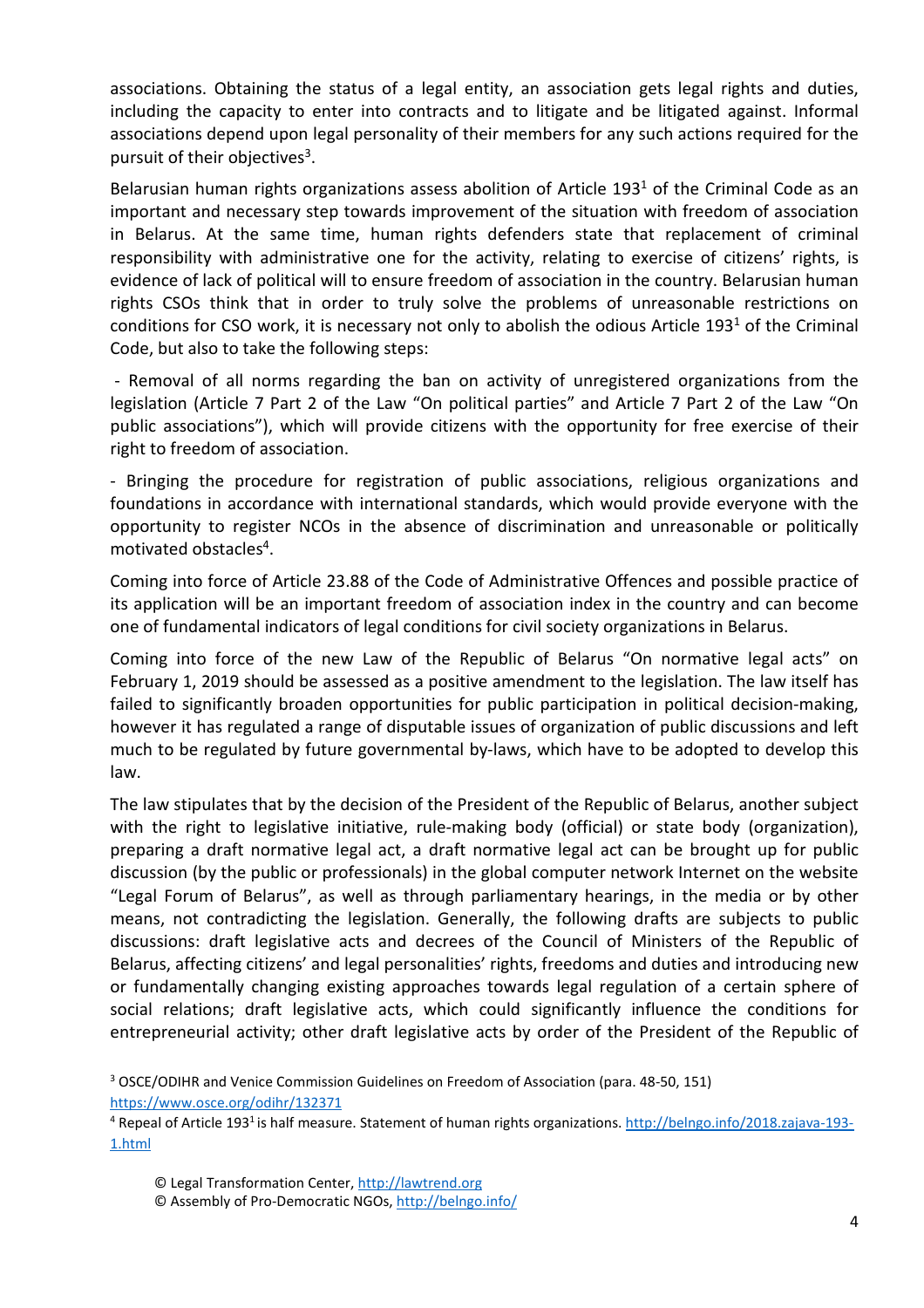associations. Obtaining the status of a legal entity, an association gets legal rights and duties, including the capacity to enter into contracts and to litigate and be litigated against. Informal associations depend upon legal personality of their members for any such actions required for the pursuit of their objectives[3].

Belarusian human rights organizations assess abolition of Article $193^1$ of the Criminal Code as an important and necessary step towards improvement of the situation with freedom of association in Belarus. At the same time, human rights defenders state that replacement of criminal responsibility with administrative one for the activity, relating to exercise of citizens' rights, is evidence of lack of political will to ensure freedom of association in the country. Belarusian human rights CSOs think that in order to truly solve the problems of unreasonable restrictions on conditions for CSO work, it is necessary not only to abolish the odious Article $193^1$ of the Criminal Code, but also to take the following steps:

- Removal of all norms regarding the ban on activity of unregistered organizations from the legislation (Article 7 Part 2 of the Law "On political parties" and Article 7 Part 2 of the Law "On public associations"), which will provide citizens with the opportunity for free exercise of their right to freedom of association.

- Bringing the procedure for registration of public associations, religious organizations and foundations in accordance with international standards, which would provide everyone with the opportunity to register NCOs in the absence of discrimination and unreasonable or politically motivated obstacles[4].

Coming into force of Article 23.88 of the Code of Administrative Offences and possible practice of its application will be an important freedom of association index in the country and can become one of fundamental indicators of legal conditions for civil society organizations in Belarus.

Coming into force of the new Law of the Republic of Belarus "On normative legal acts" on February 1, 2019 should be assessed as a positive amendment to the legislation. The law itself has failed to significantly broaden opportunities for public participation in political decision-making, however it has regulated a range of disputable issues of organization of public discussions and left much to be regulated by future governmental by-laws, which have to be adopted to develop this law.

The law stipulates that by the decision of the President of the Republic of Belarus, another subject with the right to legislative initiative, rule-making body (official) or state body (organization), preparing a draft normative legal act, a draft normative legal act can be brought up for public discussion (by the public or professionals) in the global computer network Internet on the website "Legal Forum of Belarus", as well as through parliamentary hearings, in the media or by other means, not contradicting the legislation. Generally, the following drafts are subjects to public discussions: draft legislative acts and decrees of the Council of Ministers of the Republic of Belarus, affecting citizens' and legal personalities' rights, freedoms and duties and introducing new or fundamentally changing existing approaches towards legal regulation of a certain sphere of social relations; draft legislative acts, which could significantly influence the conditions for entrepreneurial activity; other draft legislative acts by order of the President of the Republic of

[3] OSCE/ODIHR and Venice Commission Guidelines on Freedom of Association (para. 48-50, 151) https://www.osce.org/odihr/132371

[4] Repeal of Article $193^1$ is half measure. Statement of human rights organizations. http://belngo.info/2018.zajava-193-1.html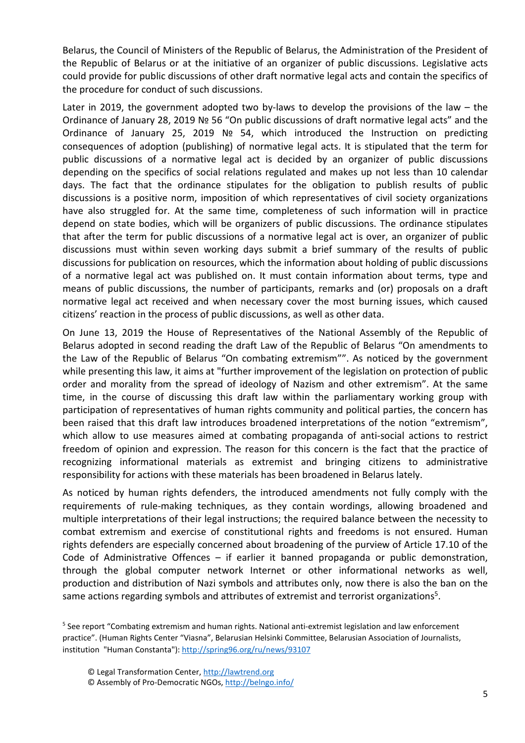Belarus, the Council of Ministers of the Republic of Belarus, the Administration of the President of the Republic of Belarus or at the initiative of an organizer of public discussions. Legislative acts could provide for public discussions of other draft normative legal acts and contain the specifics of the procedure for conduct of such discussions.

Later in 2019, the government adopted two by-laws to develop the provisions of the law – the Ordinance of January 28, 2019 № 56 "On public discussions of draft normative legal acts" and the Ordinance of January 25, 2019 № 54, which introduced the Instruction on predicting consequences of adoption (publishing) of normative legal acts. It is stipulated that the term for public discussions of a normative legal act is decided by an organizer of public discussions depending on the specifics of social relations regulated and makes up not less than 10 calendar days. The fact that the ordinance stipulates for the obligation to publish results of public discussions is a positive norm, imposition of which representatives of civil society organizations have also struggled for. At the same time, completeness of such information will in practice depend on state bodies, which will be organizers of public discussions. The ordinance stipulates that after the term for public discussions of a normative legal act is over, an organizer of public discussions must within seven working days submit a brief summary of the results of public discussions for publication on resources, which the information about holding of public discussions of a normative legal act was published on. It must contain information about terms, type and means of public discussions, the number of participants, remarks and (or) proposals on a draft normative legal act received and when necessary cover the most burning issues, which caused citizens' reaction in the process of public discussions, as well as other data.

On June 13, 2019 the House of Representatives of the National Assembly of the Republic of Belarus adopted in second reading the draft Law of the Republic of Belarus "On amendments to the Law of the Republic of Belarus "On combating extremism"". As noticed by the government while presenting this law, it aims at "further improvement of the legislation on protection of public order and morality from the spread of ideology of Nazism and other extremism". At the same time, in the course of discussing this draft law within the parliamentary working group with participation of representatives of human rights community and political parties, the concern has been raised that this draft law introduces broadened interpretations of the notion "extremism", which allow to use measures aimed at combating propaganda of anti-social actions to restrict freedom of opinion and expression. The reason for this concern is the fact that the practice of recognizing informational materials as extremist and bringing citizens to administrative responsibility for actions with these materials has been broadened in Belarus lately.

As noticed by human rights defenders, the introduced amendments not fully comply with the requirements of rule-making techniques, as they contain wordings, allowing broadened and multiple interpretations of their legal instructions; the required balance between the necessity to combat extremism and exercise of constitutional rights and freedoms is not ensured. Human rights defenders are especially concerned about broadening of the purview of Article 17.10 of the Code of Administrative Offences – if earlier it banned propaganda or public demonstration, through the global computer network Internet or other informational networks as well, production and distribution of Nazi symbols and attributes only, now there is also the ban on the same actions regarding symbols and attributes of extremist and terrorist organizations[5].

[5] See report "Combating extremism and human rights. National anti-extremist legislation and law enforcement practice". (Human Rights Center "Viasna", Belarusian Helsinki Committee, Belarusian Association of Journalists, institution "Human Constanta"): http://spring96.org/ru/news/93107

© Legal Transformation Center, http://lawtrend.org
© Assembly of Pro-Democratic NGOs, http://belngo.info/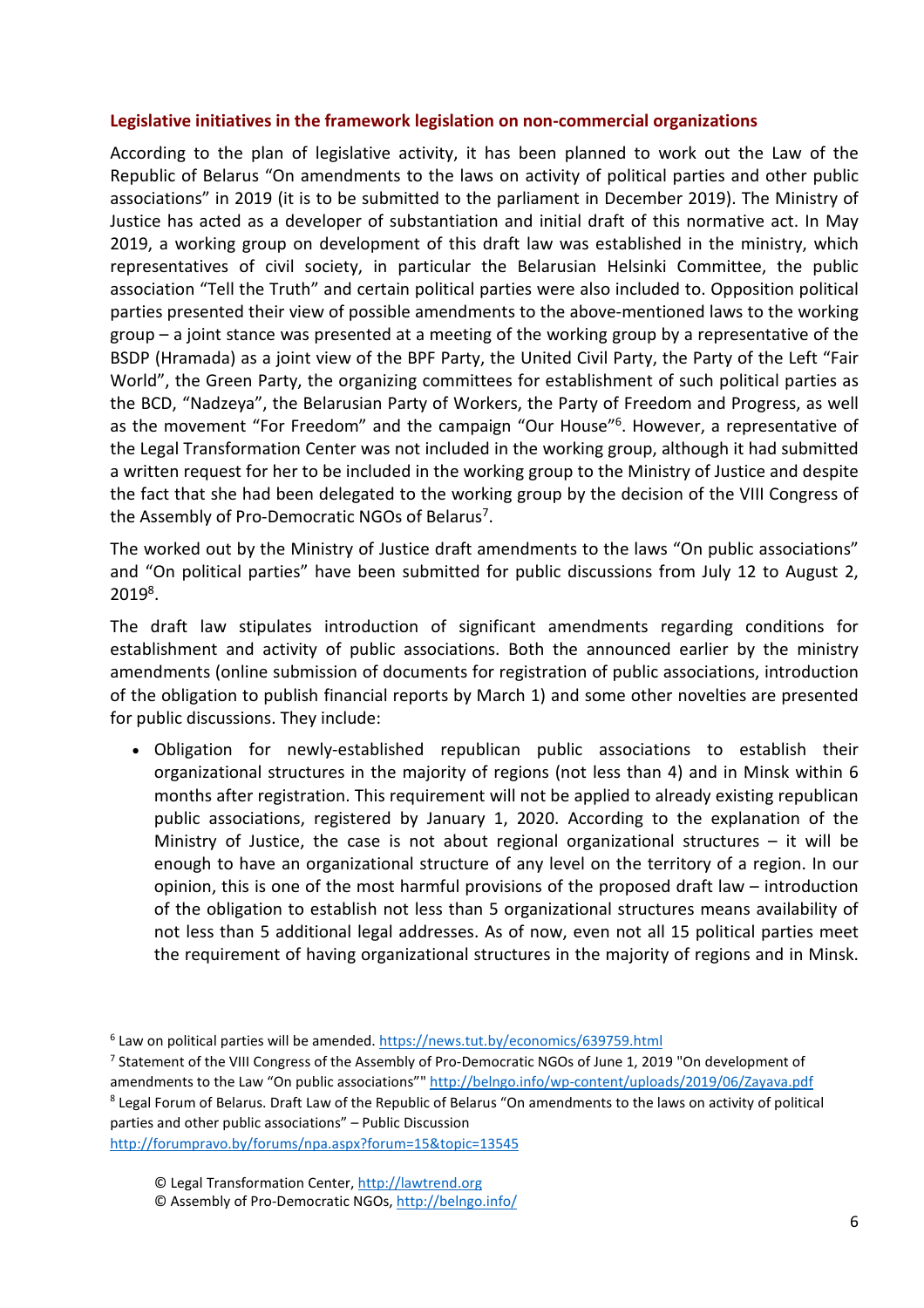### Legislative initiatives in the framework legislation on non-commercial organizations

According to the plan of legislative activity, it has been planned to work out the Law of the Republic of Belarus "On amendments to the laws on activity of political parties and other public associations" in 2019 (it is to be submitted to the parliament in December 2019). The Ministry of Justice has acted as a developer of substantiation and initial draft of this normative act. In May 2019, a working group on development of this draft law was established in the ministry, which representatives of civil society, in particular the Belarusian Helsinki Committee, the public association "Tell the Truth" and certain political parties were also included to. Opposition political parties presented their view of possible amendments to the above-mentioned laws to the working group – a joint stance was presented at a meeting of the working group by a representative of the BSDP (Hramada) as a joint view of the BPF Party, the United Civil Party, the Party of the Left "Fair World", the Green Party, the organizing committees for establishment of such political parties as the BCD, "Nadzeya", the Belarusian Party of Workers, the Party of Freedom and Progress, as well as the movement "For Freedom" and the campaign "Our House"[6]. However, a representative of the Legal Transformation Center was not included in the working group, although it had submitted a written request for her to be included in the working group to the Ministry of Justice and despite the fact that she had been delegated to the working group by the decision of the VIII Congress of the Assembly of Pro-Democratic NGOs of Belarus[7].

The worked out by the Ministry of Justice draft amendments to the laws "On public associations" and "On political parties" have been submitted for public discussions from July 12 to August 2, 2019[8].

The draft law stipulates introduction of significant amendments regarding conditions for establishment and activity of public associations. Both the announced earlier by the ministry amendments (online submission of documents for registration of public associations, introduction of the obligation to publish financial reports by March 1) and some other novelties are presented for public discussions. They include:

- Obligation for newly-established republican public associations to establish their organizational structures in the majority of regions (not less than 4) and in Minsk within 6 months after registration. This requirement will not be applied to already existing republican public associations, registered by January 1, 2020. According to the explanation of the Ministry of Justice, the case is not about regional organizational structures – it will be enough to have an organizational structure of any level on the territory of a region. In our opinion, this is one of the most harmful provisions of the proposed draft law – introduction of the obligation to establish not less than 5 organizational structures means availability of not less than 5 additional legal addresses. As of now, even not all 15 political parties meet the requirement of having organizational structures in the majority of regions and in Minsk.

[6] Law on political parties will be amended. https://news.tut.by/economics/639759.html

[7] Statement of the VIII Congress of the Assembly of Pro-Democratic NGOs of June 1, 2019 "On development of amendments to the Law "On public associations"" http://belngo.info/wp-content/uploads/2019/06/Zayava.pdf

[8] Legal Forum of Belarus. Draft Law of the Republic of Belarus "On amendments to the laws on activity of political parties and other public associations" – Public Discussion http://forumpravo.by/forums/npa.aspx?forum=15&topic=13545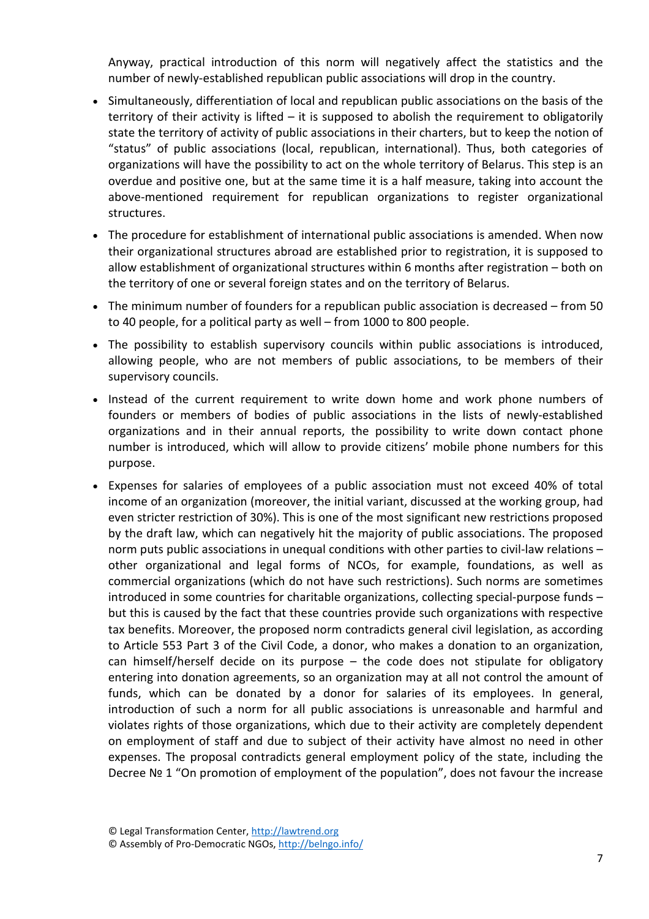Anyway, practical introduction of this norm will negatively affect the statistics and the number of newly-established republican public associations will drop in the country.

- Simultaneously, differentiation of local and republican public associations on the basis of the territory of their activity is lifted – it is supposed to abolish the requirement to obligatorily state the territory of activity of public associations in their charters, but to keep the notion of "status" of public associations (local, republican, international). Thus, both categories of organizations will have the possibility to act on the whole territory of Belarus. This step is an overdue and positive one, but at the same time it is a half measure, taking into account the above-mentioned requirement for republican organizations to register organizational structures.
- The procedure for establishment of international public associations is amended. When now their organizational structures abroad are established prior to registration, it is supposed to allow establishment of organizational structures within 6 months after registration – both on the territory of one or several foreign states and on the territory of Belarus.
- The minimum number of founders for a republican public association is decreased – from 50 to 40 people, for a political party as well – from 1000 to 800 people.
- The possibility to establish supervisory councils within public associations is introduced, allowing people, who are not members of public associations, to be members of their supervisory councils.
- Instead of the current requirement to write down home and work phone numbers of founders or members of bodies of public associations in the lists of newly-established organizations and in their annual reports, the possibility to write down contact phone number is introduced, which will allow to provide citizens' mobile phone numbers for this purpose.
- Expenses for salaries of employees of a public association must not exceed 40% of total income of an organization (moreover, the initial variant, discussed at the working group, had even stricter restriction of 30%). This is one of the most significant new restrictions proposed by the draft law, which can negatively hit the majority of public associations. The proposed norm puts public associations in unequal conditions with other parties to civil-law relations – other organizational and legal forms of NCOs, for example, foundations, as well as commercial organizations (which do not have such restrictions). Such norms are sometimes introduced in some countries for charitable organizations, collecting special-purpose funds – but this is caused by the fact that these countries provide such organizations with respective tax benefits. Moreover, the proposed norm contradicts general civil legislation, as according to Article 553 Part 3 of the Civil Code, a donor, who makes a donation to an organization, can himself/herself decide on its purpose – the code does not stipulate for obligatory entering into donation agreements, so an organization may at all not control the amount of funds, which can be donated by a donor for salaries of its employees. In general, introduction of such a norm for all public associations is unreasonable and harmful and violates rights of those organizations, which due to their activity are completely dependent on employment of staff and due to subject of their activity have almost no need in other expenses. The proposal contradicts general employment policy of the state, including the Decree № 1 "On promotion of employment of the population", does not favour the increase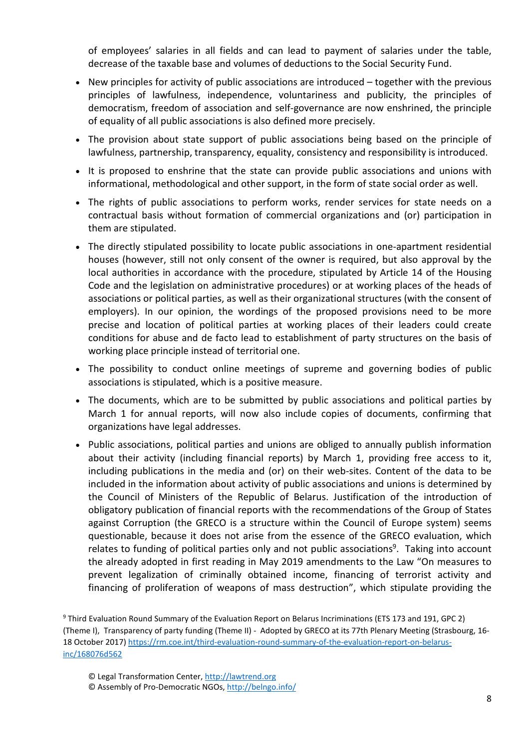of employees' salaries in all fields and can lead to payment of salaries under the table, decrease of the taxable base and volumes of deductions to the Social Security Fund.

- New principles for activity of public associations are introduced – together with the previous principles of lawfulness, independence, voluntariness and publicity, the principles of democratism, freedom of association and self-governance are now enshrined, the principle of equality of all public associations is also defined more precisely.
- The provision about state support of public associations being based on the principle of lawfulness, partnership, transparency, equality, consistency and responsibility is introduced.
- It is proposed to enshrine that the state can provide public associations and unions with informational, methodological and other support, in the form of state social order as well.
- The rights of public associations to perform works, render services for state needs on a contractual basis without formation of commercial organizations and (or) participation in them are stipulated.
- The directly stipulated possibility to locate public associations in one-apartment residential houses (however, still not only consent of the owner is required, but also approval by the local authorities in accordance with the procedure, stipulated by Article 14 of the Housing Code and the legislation on administrative procedures) or at working places of the heads of associations or political parties, as well as their organizational structures (with the consent of employers). In our opinion, the wordings of the proposed provisions need to be more precise and location of political parties at working places of their leaders could create conditions for abuse and de facto lead to establishment of party structures on the basis of working place principle instead of territorial one.
- The possibility to conduct online meetings of supreme and governing bodies of public associations is stipulated, which is a positive measure.
- The documents, which are to be submitted by public associations and political parties by March 1 for annual reports, will now also include copies of documents, confirming that organizations have legal addresses.
- Public associations, political parties and unions are obliged to annually publish information about their activity (including financial reports) by March 1, providing free access to it, including publications in the media and (or) on their web-sites. Content of the data to be included in the information about activity of public associations and unions is determined by the Council of Ministers of the Republic of Belarus. Justification of the introduction of obligatory publication of financial reports with the recommendations of the Group of States against Corruption (the GRECO is a structure within the Council of Europe system) seems questionable, because it does not arise from the essence of the GRECO evaluation, which relates to funding of political parties only and not public associations[9]. Taking into account the already adopted in first reading in May 2019 amendments to the Law "On measures to prevent legalization of criminally obtained income, financing of terrorist activity and financing of proliferation of weapons of mass destruction", which stipulate providing the

[9] Third Evaluation Round Summary of the Evaluation Report on Belarus Incriminations (ETS 173 and 191, GPC 2) (Theme I), Transparency of party funding (Theme II) - Adopted by GRECO at its 77th Plenary Meeting (Strasbourg, 16-18 October 2017) https://rm.coe.int/third-evaluation-round-summary-of-the-evaluation-report-on-belarus-inc/168076d562

© Legal Transformation Center, http://lawtrend.org
© Assembly of Pro-Democratic NGOs, http://belngo.info/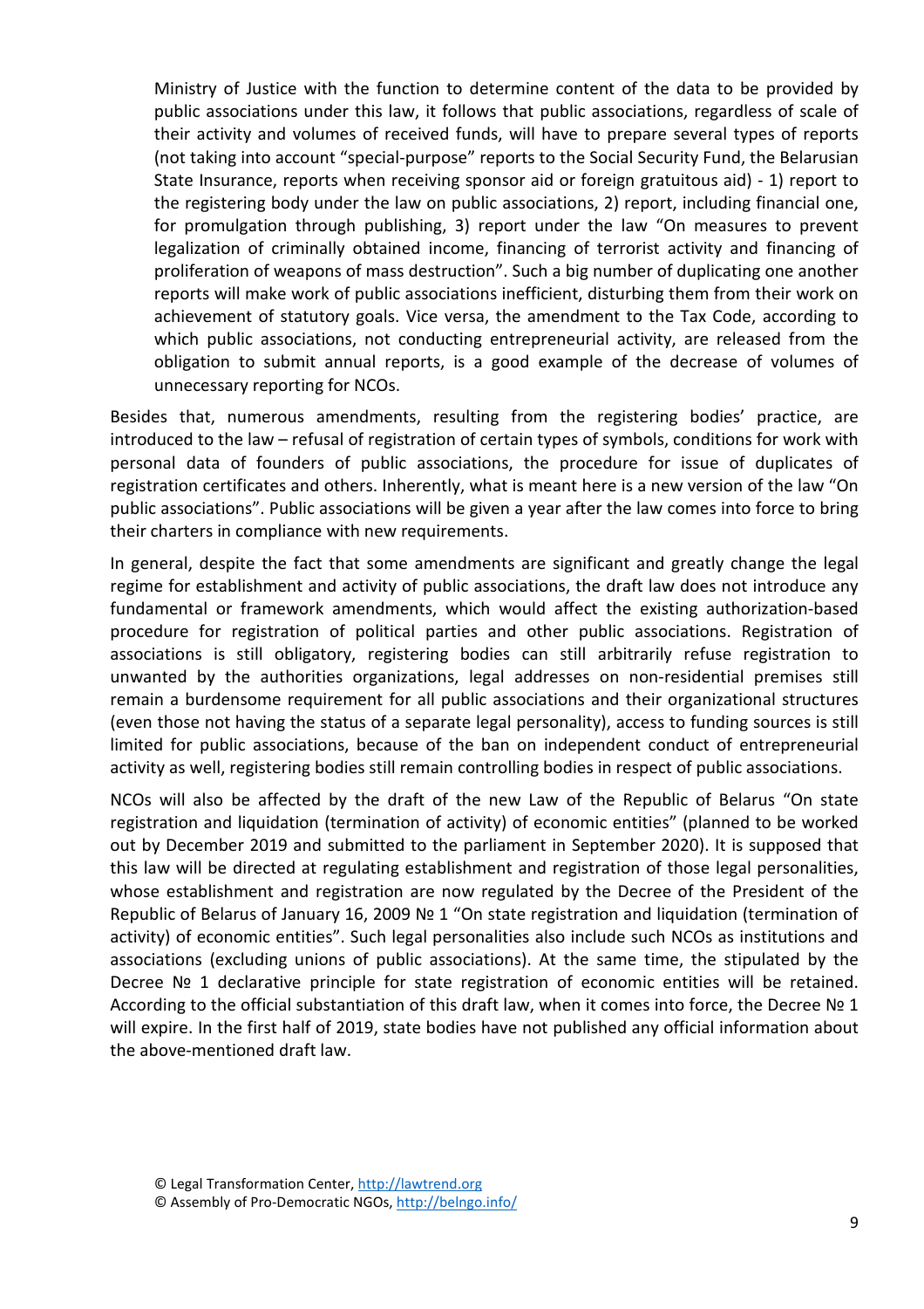Ministry of Justice with the function to determine content of the data to be provided by public associations under this law, it follows that public associations, regardless of scale of their activity and volumes of received funds, will have to prepare several types of reports (not taking into account "special-purpose" reports to the Social Security Fund, the Belarusian State Insurance, reports when receiving sponsor aid or foreign gratuitous aid) - 1) report to the registering body under the law on public associations, 2) report, including financial one, for promulgation through publishing, 3) report under the law "On measures to prevent legalization of criminally obtained income, financing of terrorist activity and financing of proliferation of weapons of mass destruction". Such a big number of duplicating one another reports will make work of public associations inefficient, disturbing them from their work on achievement of statutory goals. Vice versa, the amendment to the Tax Code, according to which public associations, not conducting entrepreneurial activity, are released from the obligation to submit annual reports, is a good example of the decrease of volumes of unnecessary reporting for NCOs.

Besides that, numerous amendments, resulting from the registering bodies' practice, are introduced to the law – refusal of registration of certain types of symbols, conditions for work with personal data of founders of public associations, the procedure for issue of duplicates of registration certificates and others. Inherently, what is meant here is a new version of the law "On public associations". Public associations will be given a year after the law comes into force to bring their charters in compliance with new requirements.

In general, despite the fact that some amendments are significant and greatly change the legal regime for establishment and activity of public associations, the draft law does not introduce any fundamental or framework amendments, which would affect the existing authorization-based procedure for registration of political parties and other public associations. Registration of associations is still obligatory, registering bodies can still arbitrarily refuse registration to unwanted by the authorities organizations, legal addresses on non-residential premises still remain a burdensome requirement for all public associations and their organizational structures (even those not having the status of a separate legal personality), access to funding sources is still limited for public associations, because of the ban on independent conduct of entrepreneurial activity as well, registering bodies still remain controlling bodies in respect of public associations.

NCOs will also be affected by the draft of the new Law of the Republic of Belarus "On state registration and liquidation (termination of activity) of economic entities" (planned to be worked out by December 2019 and submitted to the parliament in September 2020). It is supposed that this law will be directed at regulating establishment and registration of those legal personalities, whose establishment and registration are now regulated by the Decree of the President of the Republic of Belarus of January 16, 2009 № 1 "On state registration and liquidation (termination of activity) of economic entities". Such legal personalities also include such NCOs as institutions and associations (excluding unions of public associations). At the same time, the stipulated by the Decree № 1 declarative principle for state registration of economic entities will be retained. According to the official substantiation of this draft law, when it comes into force, the Decree № 1 will expire. In the first half of 2019, state bodies have not published any official information about the above-mentioned draft law.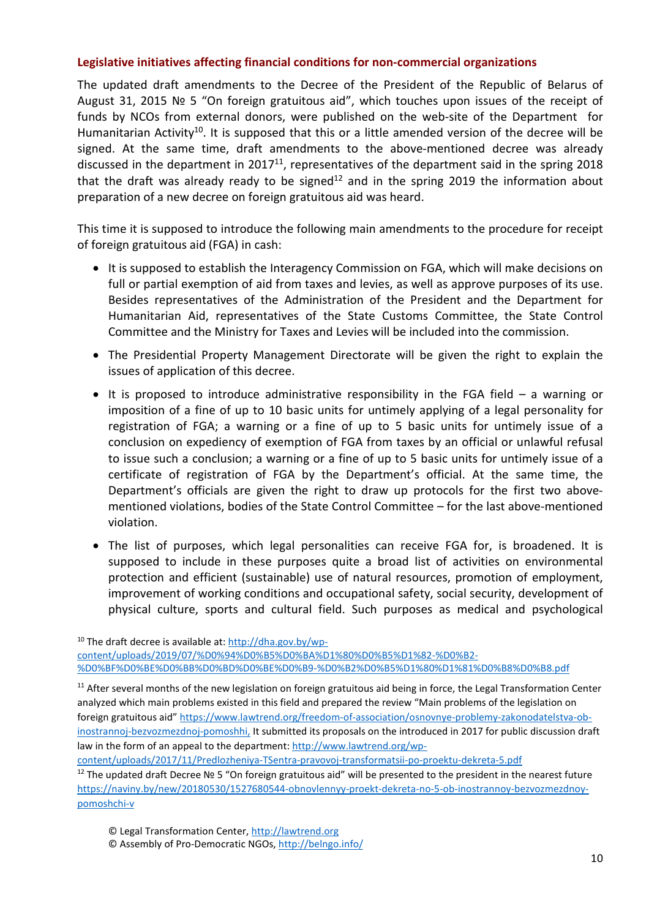### Legislative initiatives affecting financial conditions for non-commercial organizations

The updated draft amendments to the Decree of the President of the Republic of Belarus of August 31, 2015 № 5 "On foreign gratuitous aid", which touches upon issues of the receipt of funds by NCOs from external donors, were published on the web-site of the Department for Humanitarian Activity[10]. It is supposed that this or a little amended version of the decree will be signed. At the same time, draft amendments to the above-mentioned decree was already discussed in the department in 2017[11], representatives of the department said in the spring 2018 that the draft was already ready to be signed[12] and in the spring 2019 the information about preparation of a new decree on foreign gratuitous aid was heard.

This time it is supposed to introduce the following main amendments to the procedure for receipt of foreign gratuitous aid (FGA) in cash:

- It is supposed to establish the Interagency Commission on FGA, which will make decisions on full or partial exemption of aid from taxes and levies, as well as approve purposes of its use. Besides representatives of the Administration of the President and the Department for Humanitarian Aid, representatives of the State Customs Committee, the State Control Committee and the Ministry for Taxes and Levies will be included into the commission.
- The Presidential Property Management Directorate will be given the right to explain the issues of application of this decree.
- It is proposed to introduce administrative responsibility in the FGA field – a warning or imposition of a fine of up to 10 basic units for untimely applying of a legal personality for registration of FGA; a warning or a fine of up to 5 basic units for untimely issue of a conclusion on expediency of exemption of FGA from taxes by an official or unlawful refusal to issue such a conclusion; a warning or a fine of up to 5 basic units for untimely issue of a certificate of registration of FGA by the Department's official. At the same time, the Department's officials are given the right to draw up protocols for the first two above-mentioned violations, bodies of the State Control Committee – for the last above-mentioned violation.
- The list of purposes, which legal personalities can receive FGA for, is broadened. It is supposed to include in these purposes quite a broad list of activities on environmental protection and efficient (sustainable) use of natural resources, promotion of employment, improvement of working conditions and occupational safety, social security, development of physical culture, sports and cultural field. Such purposes as medical and psychological

---

[10] The draft decree is available at: http://dha.gov.by/wp-content/uploads/2019/07/%D0%94%D0%B5%D0%BA%D1%80%D0%B5%D1%82-%D0%B2-%D0%BF%D0%BE%D0%BB%D0%BD%D0%BE%D0%B9-%D0%B2%D0%B5%D1%80%D1%81%D0%B8%D0%B8.pdf

[11] After several months of the new legislation on foreign gratuitous aid being in force, the Legal Transformation Center analyzed which main problems existed in this field and prepared the review "Main problems of the legislation on foreign gratuitous aid" https://www.lawtrend.org/freedom-of-association/osnovnye-problemy-zakonodatelstva-ob-inostrannoj-bezvozmezdnoj-pomoshhi, It submitted its proposals on the introduced in 2017 for public discussion draft law in the form of an appeal to the department: http://www.lawtrend.org/wp-content/uploads/2017/11/Predlozheniya-TSentra-pravovoj-transformatsii-po-proektu-dekreta-5.pdf

[12] The updated draft Decree № 5 "On foreign gratuitous aid" will be presented to the president in the nearest future https://naviny.by/new/20180530/1527680544-obnovlennyy-proekt-dekreta-no-5-ob-inostrannoy-bezvozmezdnoy-pomoshchi-v

© Legal Transformation Center, http://lawtrend.org
© Assembly of Pro-Democratic NGOs, http://belngo.info/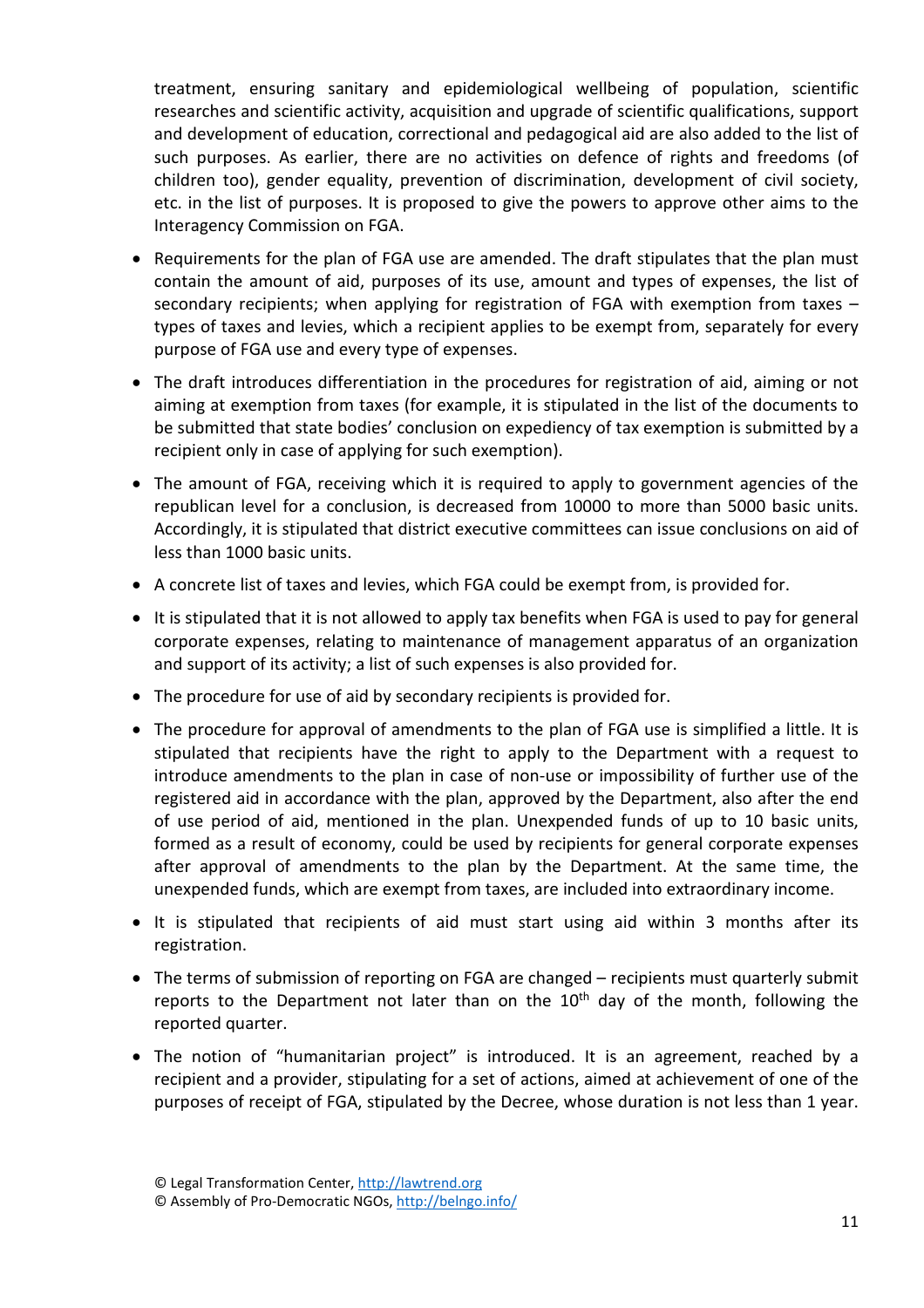treatment, ensuring sanitary and epidemiological wellbeing of population, scientific researches and scientific activity, acquisition and upgrade of scientific qualifications, support and development of education, correctional and pedagogical aid are also added to the list of such purposes. As earlier, there are no activities on defence of rights and freedoms (of children too), gender equality, prevention of discrimination, development of civil society, etc. in the list of purposes. It is proposed to give the powers to approve other aims to the Interagency Commission on FGA.

- Requirements for the plan of FGA use are amended. The draft stipulates that the plan must contain the amount of aid, purposes of its use, amount and types of expenses, the list of secondary recipients; when applying for registration of FGA with exemption from taxes – types of taxes and levies, which a recipient applies to be exempt from, separately for every purpose of FGA use and every type of expenses.
- The draft introduces differentiation in the procedures for registration of aid, aiming or not aiming at exemption from taxes (for example, it is stipulated in the list of the documents to be submitted that state bodies' conclusion on expediency of tax exemption is submitted by a recipient only in case of applying for such exemption).
- The amount of FGA, receiving which it is required to apply to government agencies of the republican level for a conclusion, is decreased from 10000 to more than 5000 basic units. Accordingly, it is stipulated that district executive committees can issue conclusions on aid of less than 1000 basic units.
- A concrete list of taxes and levies, which FGA could be exempt from, is provided for.
- It is stipulated that it is not allowed to apply tax benefits when FGA is used to pay for general corporate expenses, relating to maintenance of management apparatus of an organization and support of its activity; a list of such expenses is also provided for.
- The procedure for use of aid by secondary recipients is provided for.
- The procedure for approval of amendments to the plan of FGA use is simplified a little. It is stipulated that recipients have the right to apply to the Department with a request to introduce amendments to the plan in case of non-use or impossibility of further use of the registered aid in accordance with the plan, approved by the Department, also after the end of use period of aid, mentioned in the plan. Unexpended funds of up to 10 basic units, formed as a result of economy, could be used by recipients for general corporate expenses after approval of amendments to the plan by the Department. At the same time, the unexpended funds, which are exempt from taxes, are included into extraordinary income.
- It is stipulated that recipients of aid must start using aid within 3 months after its registration.
- The terms of submission of reporting on FGA are changed – recipients must quarterly submit reports to the Department not later than on the 10th day of the month, following the reported quarter.
- The notion of "humanitarian project" is introduced. It is an agreement, reached by a recipient and a provider, stipulating for a set of actions, aimed at achievement of one of the purposes of receipt of FGA, stipulated by the Decree, whose duration is not less than 1 year.

© Legal Transformation Center, http://lawtrend.org
© Assembly of Pro-Democratic NGOs, http://belngo.info/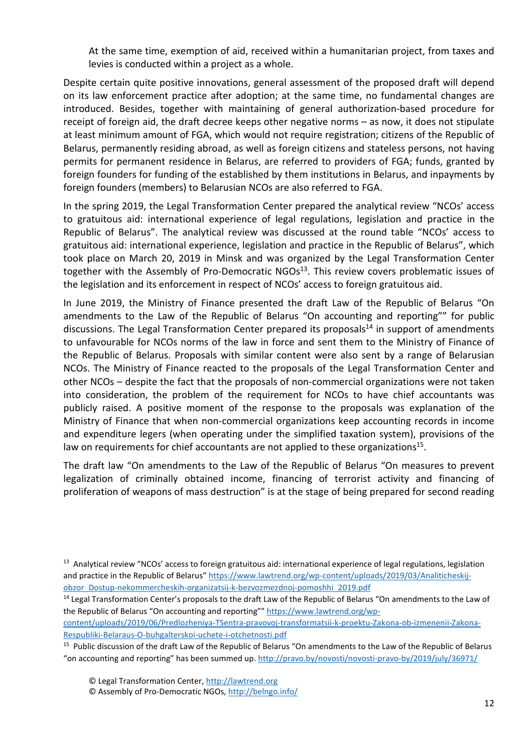At the same time, exemption of aid, received within a humanitarian project, from taxes and levies is conducted within a project as a whole.

Despite certain quite positive innovations, general assessment of the proposed draft will depend on its law enforcement practice after adoption; at the same time, no fundamental changes are introduced. Besides, together with maintaining of general authorization-based procedure for receipt of foreign aid, the draft decree keeps other negative norms – as now, it does not stipulate at least minimum amount of FGA, which would not require registration; citizens of the Republic of Belarus, permanently residing abroad, as well as foreign citizens and stateless persons, not having permits for permanent residence in Belarus, are referred to providers of FGA; funds, granted by foreign founders for funding of the established by them institutions in Belarus, and inpayments by foreign founders (members) to Belarusian NCOs are also referred to FGA.

In the spring 2019, the Legal Transformation Center prepared the analytical review "NCOs' access to gratuitous aid: international experience of legal regulations, legislation and practice in the Republic of Belarus". The analytical review was discussed at the round table "NCOs' access to gratuitous aid: international experience, legislation and practice in the Republic of Belarus", which took place on March 20, 2019 in Minsk and was organized by the Legal Transformation Center together with the Assembly of Pro-Democratic NGOs[13]. This review covers problematic issues of the legislation and its enforcement in respect of NCOs' access to foreign gratuitous aid.

In June 2019, the Ministry of Finance presented the draft Law of the Republic of Belarus "On amendments to the Law of the Republic of Belarus "On accounting and reporting"" for public discussions. The Legal Transformation Center prepared its proposals[14] in support of amendments to unfavourable for NCOs norms of the law in force and sent them to the Ministry of Finance of the Republic of Belarus. Proposals with similar content were also sent by a range of Belarusian NCOs. The Ministry of Finance reacted to the proposals of the Legal Transformation Center and other NCOs – despite the fact that the proposals of non-commercial organizations were not taken into consideration, the problem of the requirement for NCOs to have chief accountants was publicly raised. A positive moment of the response to the proposals was explanation of the Ministry of Finance that when non-commercial organizations keep accounting records in income and expenditure legers (when operating under the simplified taxation system), provisions of the law on requirements for chief accountants are not applied to these organizations[15].

The draft law "On amendments to the Law of the Republic of Belarus "On measures to prevent legalization of criminally obtained income, financing of terrorist activity and financing of proliferation of weapons of mass destruction" is at the stage of being prepared for second reading

---

[13] Analytical review "NCOs' access to foreign gratuitous aid: international experience of legal regulations, legislation and practice in the Republic of Belarus" https://www.lawtrend.org/wp-content/uploads/2019/03/Analiticheskij-obzor_Dostup-nekommercheskih-organizatsij-k-bezvozmezdnoj-pomoshhi_2019.pdf

[14] Legal Transformation Center's proposals to the draft Law of the Republic of Belarus "On amendments to the Law of the Republic of Belarus "On accounting and reporting"" https://www.lawtrend.org/wp-content/uploads/2019/06/Predlozheniya-TSentra-pravovoj-transformatsii-k-proektu-Zakona-ob-izmenenii-Zakona-Respubliki-Belaraus-O-buhgalterskoi-uchete-i-otchetnosti.pdf

[15] Public discussion of the draft Law of the Republic of Belarus "On amendments to the Law of the Republic of Belarus "on accounting and reporting" has been summed up. http://pravo.by/novosti/novosti-pravo-by/2019/july/36971/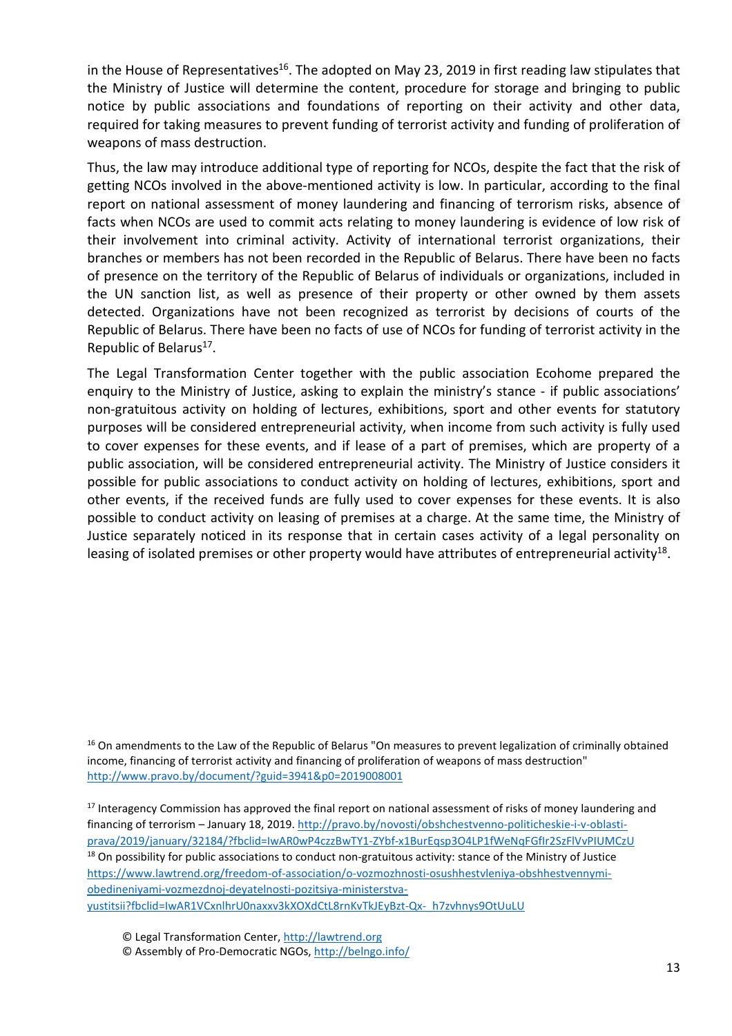in the House of Representatives[16]. The adopted on May 23, 2019 in first reading law stipulates that the Ministry of Justice will determine the content, procedure for storage and bringing to public notice by public associations and foundations of reporting on their activity and other data, required for taking measures to prevent funding of terrorist activity and funding of proliferation of weapons of mass destruction.

Thus, the law may introduce additional type of reporting for NCOs, despite the fact that the risk of getting NCOs involved in the above-mentioned activity is low. In particular, according to the final report on national assessment of money laundering and financing of terrorism risks, absence of facts when NCOs are used to commit acts relating to money laundering is evidence of low risk of their involvement into criminal activity. Activity of international terrorist organizations, their branches or members has not been recorded in the Republic of Belarus. There have been no facts of presence on the territory of the Republic of Belarus of individuals or organizations, included in the UN sanction list, as well as presence of their property or other owned by them assets detected. Organizations have not been recognized as terrorist by decisions of courts of the Republic of Belarus. There have been no facts of use of NCOs for funding of terrorist activity in the Republic of Belarus[17].

The Legal Transformation Center together with the public association Ecohome prepared the enquiry to the Ministry of Justice, asking to explain the ministry's stance - if public associations' non-gratuitous activity on holding of lectures, exhibitions, sport and other events for statutory purposes will be considered entrepreneurial activity, when income from such activity is fully used to cover expenses for these events, and if lease of a part of premises, which are property of a public association, will be considered entrepreneurial activity. The Ministry of Justice considers it possible for public associations to conduct activity on holding of lectures, exhibitions, sport and other events, if the received funds are fully used to cover expenses for these events. It is also possible to conduct activity on leasing of premises at a charge. At the same time, the Ministry of Justice separately noticed in its response that in certain cases activity of a legal personality on leasing of isolated premises or other property would have attributes of entrepreneurial activity[18].

---

[16] On amendments to the Law of the Republic of Belarus "On measures to prevent legalization of criminally obtained income, financing of terrorist activity and financing of proliferation of weapons of mass destruction" http://www.pravo.by/document/?guid=3941&p0=2019008001

[17] Interagency Commission has approved the final report on national assessment of risks of money laundering and financing of terrorism – January 18, 2019. http://pravo.by/novosti/obshchestvenno-politicheskie-i-v-oblasti-prava/2019/january/32184/?fbclid=IwAR0wP4czzBwTY1-ZYbf-x1BurEqsp3O4LP1fWeNqFGfIr2SzFlVvPIUMCzU

[18] On possibility for public associations to conduct non-gratuitous activity: stance of the Ministry of Justice https://www.lawtrend.org/freedom-of-association/o-vozmozhnosti-osushhestvleniya-obshhestvennymi-obedineniyami-vozmezdnoj-deyatelnosti-pozitsiya-ministerstva-yustitsii?fbclid=IwAR1VCxnlhrU0naxxv3kXOXdCtL8rnKvTkJEyBzt-Qx-_h7zvhnys9OtUuLU

© Legal Transformation Center, http://lawtrend.org
© Assembly of Pro-Democratic NGOs, http://belngo.info/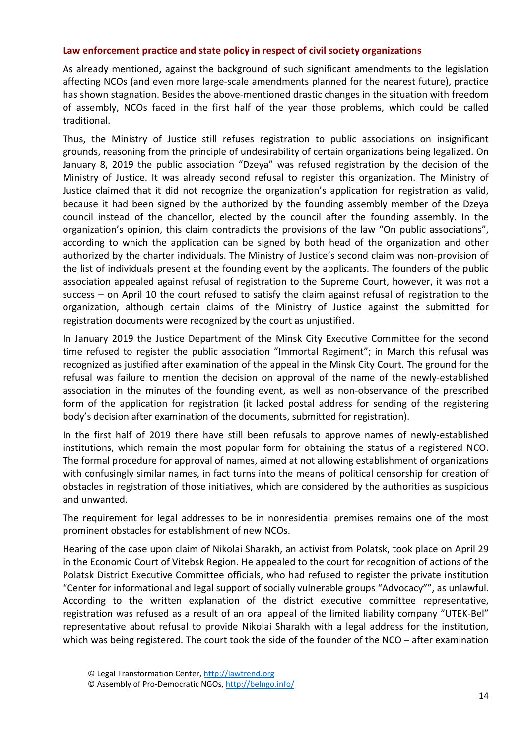### Law enforcement practice and state policy in respect of civil society organizations

As already mentioned, against the background of such significant amendments to the legislation affecting NCOs (and even more large-scale amendments planned for the nearest future), practice has shown stagnation. Besides the above-mentioned drastic changes in the situation with freedom of assembly, NCOs faced in the first half of the year those problems, which could be called traditional.

Thus, the Ministry of Justice still refuses registration to public associations on insignificant grounds, reasoning from the principle of undesirability of certain organizations being legalized. On January 8, 2019 the public association "Dzeya" was refused registration by the decision of the Ministry of Justice. It was already second refusal to register this organization. The Ministry of Justice claimed that it did not recognize the organization's application for registration as valid, because it had been signed by the authorized by the founding assembly member of the Dzeya council instead of the chancellor, elected by the council after the founding assembly. In the organization's opinion, this claim contradicts the provisions of the law "On public associations", according to which the application can be signed by both head of the organization and other authorized by the charter individuals. The Ministry of Justice's second claim was non-provision of the list of individuals present at the founding event by the applicants. The founders of the public association appealed against refusal of registration to the Supreme Court, however, it was not a success – on April 10 the court refused to satisfy the claim against refusal of registration to the organization, although certain claims of the Ministry of Justice against the submitted for registration documents were recognized by the court as unjustified.

In January 2019 the Justice Department of the Minsk City Executive Committee for the second time refused to register the public association "Immortal Regiment"; in March this refusal was recognized as justified after examination of the appeal in the Minsk City Court. The ground for the refusal was failure to mention the decision on approval of the name of the newly-established association in the minutes of the founding event, as well as non-observance of the prescribed form of the application for registration (it lacked postal address for sending of the registering body's decision after examination of the documents, submitted for registration).

In the first half of 2019 there have still been refusals to approve names of newly-established institutions, which remain the most popular form for obtaining the status of a registered NCO. The formal procedure for approval of names, aimed at not allowing establishment of organizations with confusingly similar names, in fact turns into the means of political censorship for creation of obstacles in registration of those initiatives, which are considered by the authorities as suspicious and unwanted.

The requirement for legal addresses to be in nonresidential premises remains one of the most prominent obstacles for establishment of new NCOs.

Hearing of the case upon claim of Nikolai Sharakh, an activist from Polatsk, took place on April 29 in the Economic Court of Vitebsk Region. He appealed to the court for recognition of actions of the Polatsk District Executive Committee officials, who had refused to register the private institution "Center for informational and legal support of socially vulnerable groups "Advocacy"", as unlawful. According to the written explanation of the district executive committee representative, registration was refused as a result of an oral appeal of the limited liability company "UTEK-Bel" representative about refusal to provide Nikolai Sharakh with a legal address for the institution, which was being registered. The court took the side of the founder of the NCO – after examination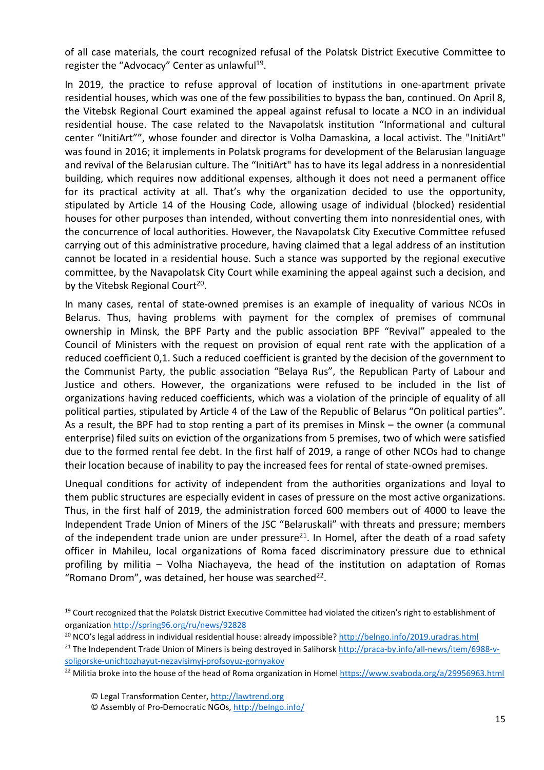of all case materials, the court recognized refusal of the Polatsk District Executive Committee to register the "Advocacy" Center as unlawful[19].

In 2019, the practice to refuse approval of location of institutions in one-apartment private residential houses, which was one of the few possibilities to bypass the ban, continued. On April 8, the Vitebsk Regional Court examined the appeal against refusal to locate a NCO in an individual residential house. The case related to the Navapolatsk institution "Informational and cultural center "InitiArt"", whose founder and director is Volha Damaskina, a local activist. The "InitiArt" was found in 2016; it implements in Polatsk programs for development of the Belarusian language and revival of the Belarusian culture. The "InitiArt" has to have its legal address in a nonresidential building, which requires now additional expenses, although it does not need a permanent office for its practical activity at all. That's why the organization decided to use the opportunity, stipulated by Article 14 of the Housing Code, allowing usage of individual (blocked) residential houses for other purposes than intended, without converting them into nonresidential ones, with the concurrence of local authorities. However, the Navapolatsk City Executive Committee refused carrying out of this administrative procedure, having claimed that a legal address of an institution cannot be located in a residential house. Such a stance was supported by the regional executive committee, by the Navapolatsk City Court while examining the appeal against such a decision, and by the Vitebsk Regional Court[20].

In many cases, rental of state-owned premises is an example of inequality of various NCOs in Belarus. Thus, having problems with payment for the complex of premises of communal ownership in Minsk, the BPF Party and the public association BPF "Revival" appealed to the Council of Ministers with the request on provision of equal rent rate with the application of a reduced coefficient 0,1. Such a reduced coefficient is granted by the decision of the government to the Communist Party, the public association "Belaya Rus", the Republican Party of Labour and Justice and others. However, the organizations were refused to be included in the list of organizations having reduced coefficients, which was a violation of the principle of equality of all political parties, stipulated by Article 4 of the Law of the Republic of Belarus "On political parties". As a result, the BPF had to stop renting a part of its premises in Minsk – the owner (a communal enterprise) filed suits on eviction of the organizations from 5 premises, two of which were satisfied due to the formed rental fee debt. In the first half of 2019, a range of other NCOs had to change their location because of inability to pay the increased fees for rental of state-owned premises.

Unequal conditions for activity of independent from the authorities organizations and loyal to them public structures are especially evident in cases of pressure on the most active organizations. Thus, in the first half of 2019, the administration forced 600 members out of 4000 to leave the Independent Trade Union of Miners of the JSC "Belaruskali" with threats and pressure; members of the independent trade union are under pressure[21]. In Homel, after the death of a road safety officer in Mahileu, local organizations of Roma faced discriminatory pressure due to ethnical profiling by militia – Volha Niachayeva, the head of the institution on adaptation of Romas "Romano Drom", was detained, her house was searched[22].

[19] Court recognized that the Polatsk District Executive Committee had violated the citizen's right to establishment of organization http://spring96.org/ru/news/92828

[20] NCO's legal address in individual residential house: already impossible? http://belngo.info/2019.uradras.html

[21] The Independent Trade Union of Miners is being destroyed in Salihorsk http://praca-by.info/all-news/item/6988-v-soligorske-unichtozhayut-nezavisimyj-profsoyuz-gornyakov

[22] Militia broke into the house of the head of Roma organization in Homel https://www.svaboda.org/a/29956963.html

© Legal Transformation Center, http://lawtrend.org
© Assembly of Pro-Democratic NGOs, http://belngo.info/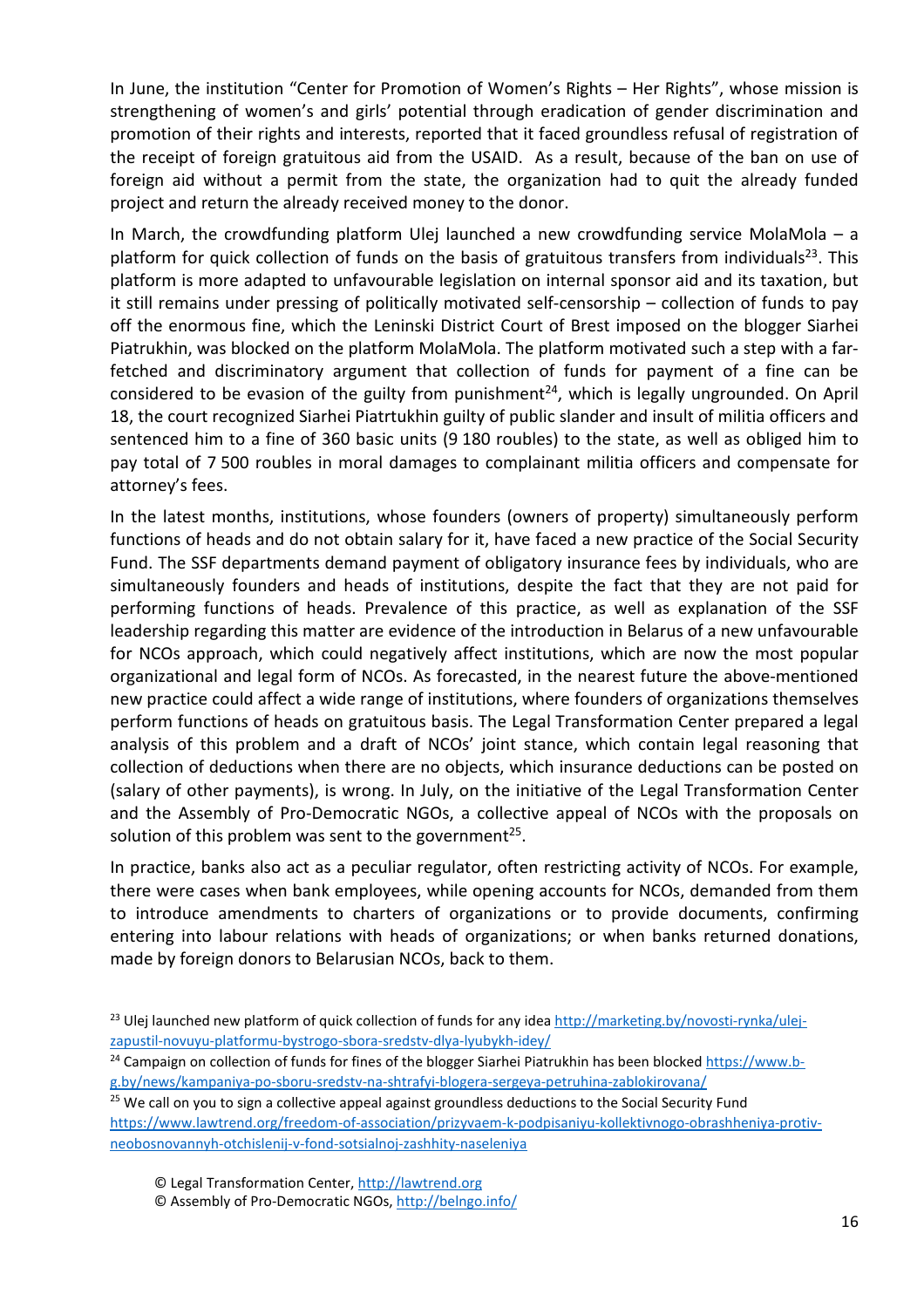In June, the institution "Center for Promotion of Women's Rights – Her Rights", whose mission is strengthening of women's and girls' potential through eradication of gender discrimination and promotion of their rights and interests, reported that it faced groundless refusal of registration of the receipt of foreign gratuitous aid from the USAID. As a result, because of the ban on use of foreign aid without a permit from the state, the organization had to quit the already funded project and return the already received money to the donor.

In March, the crowdfunding platform Ulej launched a new crowdfunding service MolaMola – a platform for quick collection of funds on the basis of gratuitous transfers from individuals[23]. This platform is more adapted to unfavourable legislation on internal sponsor aid and its taxation, but it still remains under pressing of politically motivated self-censorship – collection of funds to pay off the enormous fine, which the Leninski District Court of Brest imposed on the blogger Siarhei Piatrukhin, was blocked on the platform MolaMola. The platform motivated such a step with a far-fetched and discriminatory argument that collection of funds for payment of a fine can be considered to be evasion of the guilty from punishment[24], which is legally ungrounded. On April 18, the court recognized Siarhei Piatrtukhin guilty of public slander and insult of militia officers and sentenced him to a fine of 360 basic units (9 180 roubles) to the state, as well as obliged him to pay total of 7 500 roubles in moral damages to complainant militia officers and compensate for attorney's fees.

In the latest months, institutions, whose founders (owners of property) simultaneously perform functions of heads and do not obtain salary for it, have faced a new practice of the Social Security Fund. The SSF departments demand payment of obligatory insurance fees by individuals, who are simultaneously founders and heads of institutions, despite the fact that they are not paid for performing functions of heads. Prevalence of this practice, as well as explanation of the SSF leadership regarding this matter are evidence of the introduction in Belarus of a new unfavourable for NCOs approach, which could negatively affect institutions, which are now the most popular organizational and legal form of NCOs. As forecasted, in the nearest future the above-mentioned new practice could affect a wide range of institutions, where founders of organizations themselves perform functions of heads on gratuitous basis. The Legal Transformation Center prepared a legal analysis of this problem and a draft of NCOs' joint stance, which contain legal reasoning that collection of deductions when there are no objects, which insurance deductions can be posted on (salary of other payments), is wrong. In July, on the initiative of the Legal Transformation Center and the Assembly of Pro-Democratic NGOs, a collective appeal of NCOs with the proposals on solution of this problem was sent to the government[25].

In practice, banks also act as a peculiar regulator, often restricting activity of NCOs. For example, there were cases when bank employees, while opening accounts for NCOs, demanded from them to introduce amendments to charters of organizations or to provide documents, confirming entering into labour relations with heads of organizations; or when banks returned donations, made by foreign donors to Belarusian NCOs, back to them.

---

[23] Ulej launched new platform of quick collection of funds for any idea http://marketing.by/novosti-rynka/ulej-zapustil-novuyu-platformu-bystrogo-sbora-sredstv-dlya-lyubykh-idey/

[24] Campaign on collection of funds for fines of the blogger Siarhei Piatrukhin has been blocked https://www.b-g.by/news/kampaniya-po-sboru-sredstv-na-shtrafyi-blogera-sergeya-petruhina-zablokirovana/

[25] We call on you to sign a collective appeal against groundless deductions to the Social Security Fund https://www.lawtrend.org/freedom-of-association/prizyvaem-k-podpisaniyu-kollektivnogo-obrashheniya-protiv-neobosnovannyh-otchislenij-v-fond-sotsialnoj-zashhity-naseleniya

© Legal Transformation Center, http://lawtrend.org
© Assembly of Pro-Democratic NGOs, http://belngo.info/